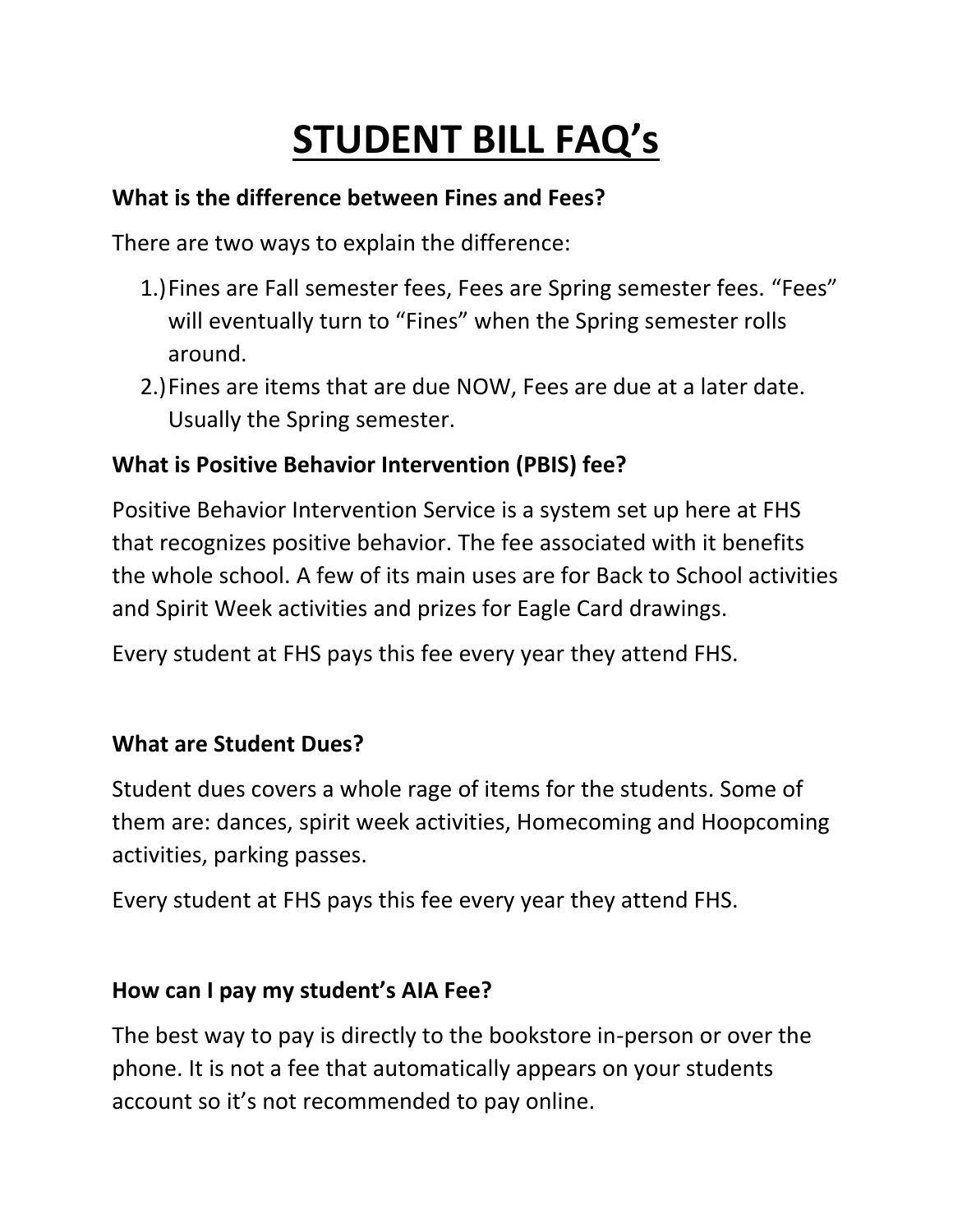# STUDENT BILL FAQ's

**What is the difference between Fines and Fees?**

There are two ways to explain the difference:

1.) Fines are Fall semester fees, Fees are Spring semester fees. "Fees" will eventually turn to "Fines" when the Spring semester rolls around.
2.) Fines are items that are due NOW, Fees are due at a later date. Usually the Spring semester.

**What is Positive Behavior Intervention (PBIS) fee?**

Positive Behavior Intervention Service is a system set up here at FHS that recognizes positive behavior. The fee associated with it benefits the whole school. A few of its main uses are for Back to School activities and Spirit Week activities and prizes for Eagle Card drawings.

Every student at FHS pays this fee every year they attend FHS.

**What are Student Dues?**

Student dues covers a whole rage of items for the students. Some of them are: dances, spirit week activities, Homecoming and Hoopcoming activities, parking passes.

Every student at FHS pays this fee every year they attend FHS.

**How can I pay my student's AIA Fee?**

The best way to pay is directly to the bookstore in-person or over the phone. It is not a fee that automatically appears on your students account so it's not recommended to pay online.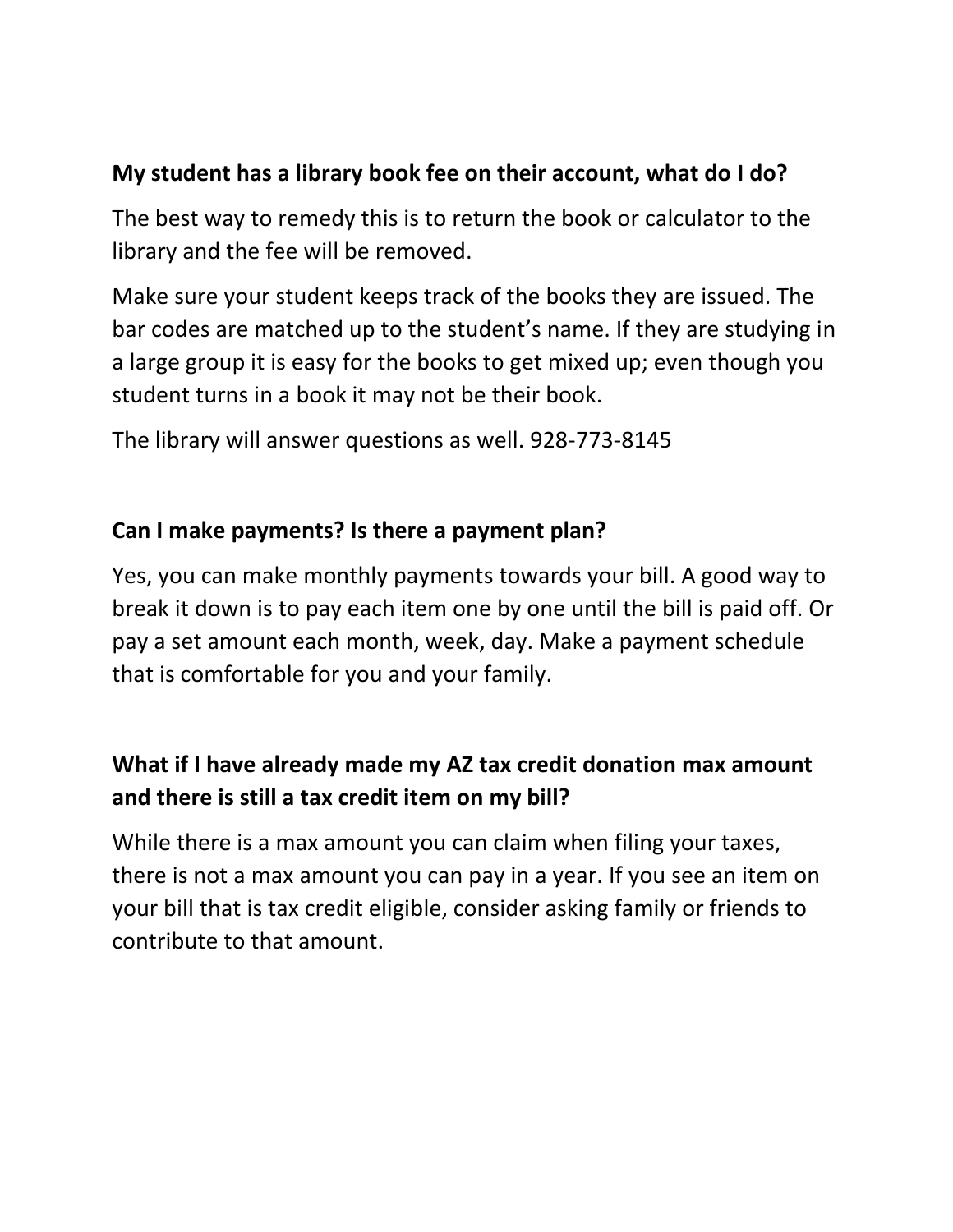**My student has a library book fee on their account, what do I do?**

The best way to remedy this is to return the book or calculator to the library and the fee will be removed.

Make sure your student keeps track of the books they are issued. The bar codes are matched up to the student's name. If they are studying in a large group it is easy for the books to get mixed up; even though you student turns in a book it may not be their book.

The library will answer questions as well. 928-773-8145

**Can I make payments? Is there a payment plan?**

Yes, you can make monthly payments towards your bill. A good way to break it down is to pay each item one by one until the bill is paid off. Or pay a set amount each month, week, day. Make a payment schedule that is comfortable for you and your family.

**What if I have already made my AZ tax credit donation max amount and there is still a tax credit item on my bill?**

While there is a max amount you can claim when filing your taxes, there is not a max amount you can pay in a year. If you see an item on your bill that is tax credit eligible, consider asking family or friends to contribute to that amount.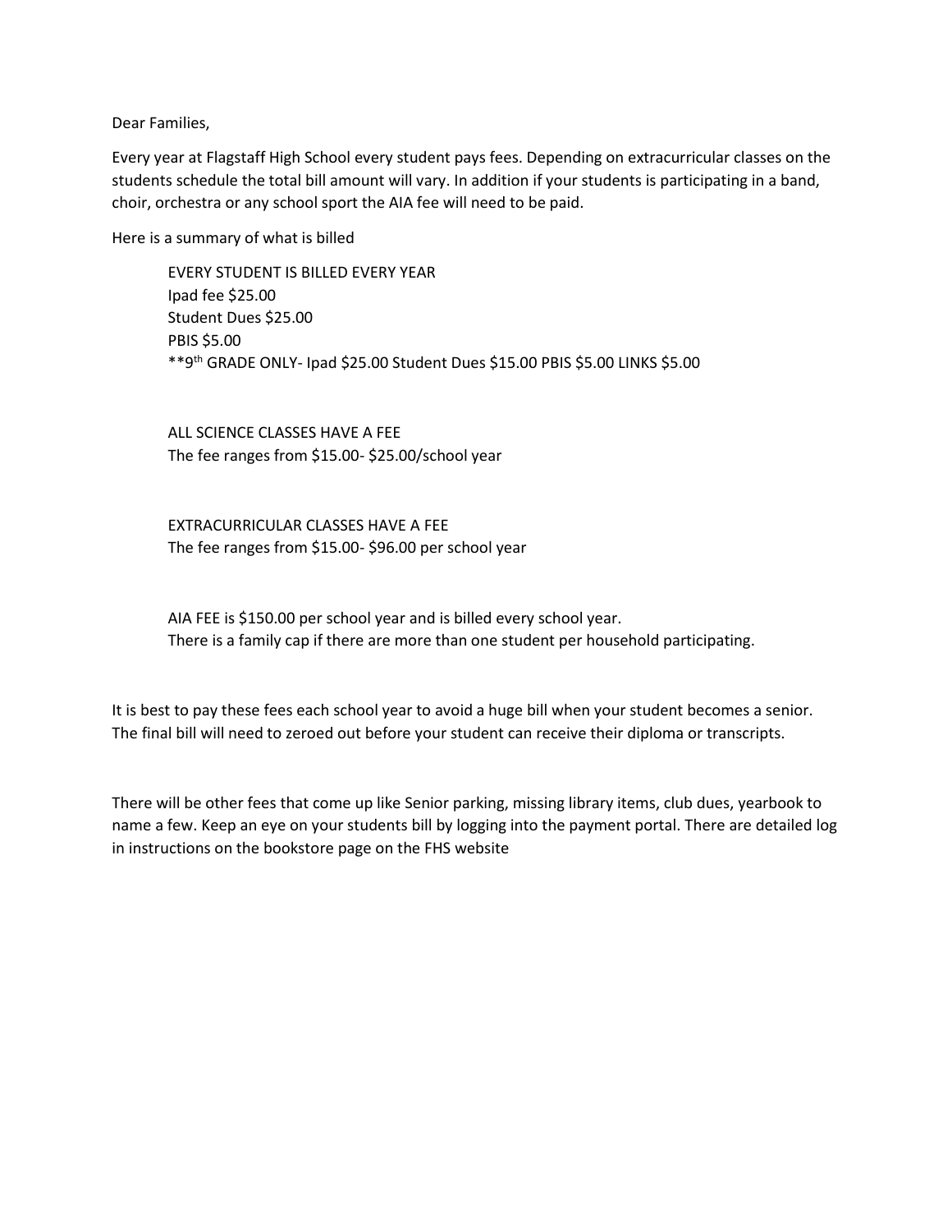Dear Families,

Every year at Flagstaff High School every student pays fees. Depending on extracurricular classes on the students schedule the total bill amount will vary. In addition if your students is participating in a band, choir, orchestra or any school sport the AIA fee will need to be paid.

Here is a summary of what is billed

EVERY STUDENT IS BILLED EVERY YEAR
Ipad fee $25.00
Student Dues $25.00
PBIS $5.00
**9th GRADE ONLY- Ipad $25.00 Student Dues $15.00 PBIS $5.00 LINKS $5.00

ALL SCIENCE CLASSES HAVE A FEE
The fee ranges from $15.00- $25.00/school year

EXTRACURRICULAR CLASSES HAVE A FEE
The fee ranges from $15.00- $96.00 per school year

AIA FEE is $150.00 per school year and is billed every school year.
There is a family cap if there are more than one student per household participating.

It is best to pay these fees each school year to avoid a huge bill when your student becomes a senior. The final bill will need to zeroed out before your student can receive their diploma or transcripts.

There will be other fees that come up like Senior parking, missing library items, club dues, yearbook to name a few. Keep an eye on your students bill by logging into the payment portal. There are detailed log in instructions on the bookstore page on the FHS website